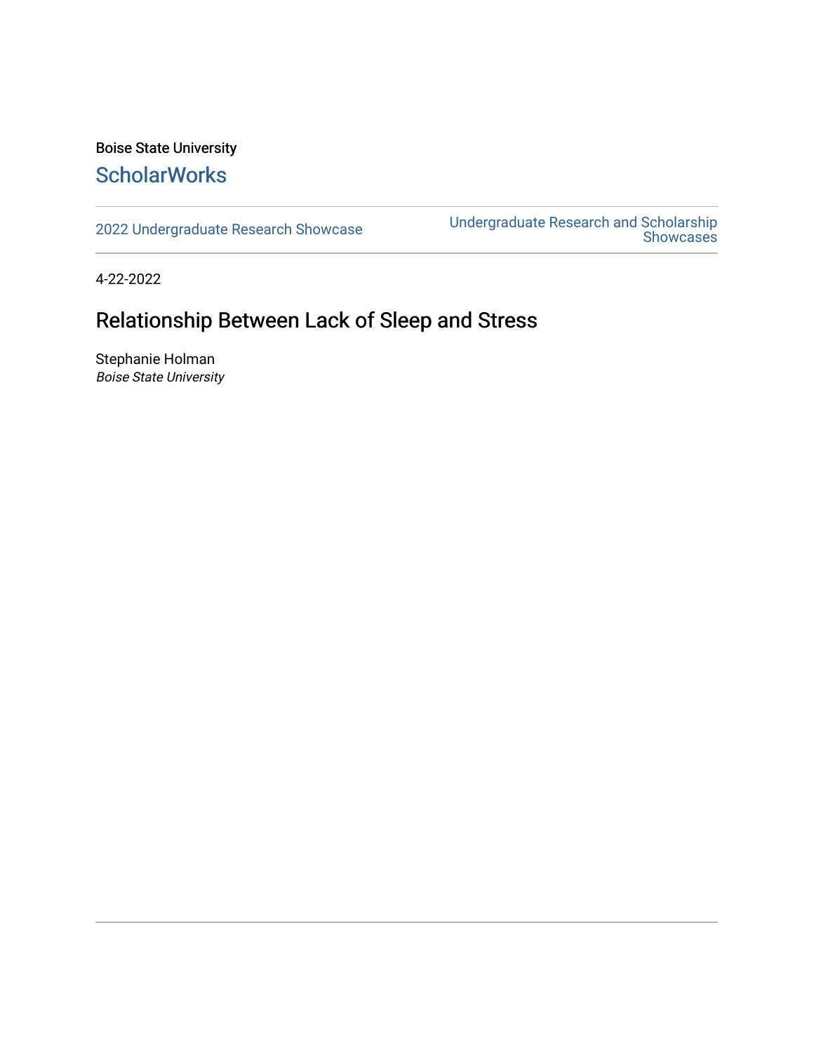Boise State University

**ScholarWorks**

2022 Undergraduate Research Showcase | Undergraduate Research and Scholarship Showcases

4-22-2022

# Relationship Between Lack of Sleep and Stress

Stephanie Holman
*Boise State University*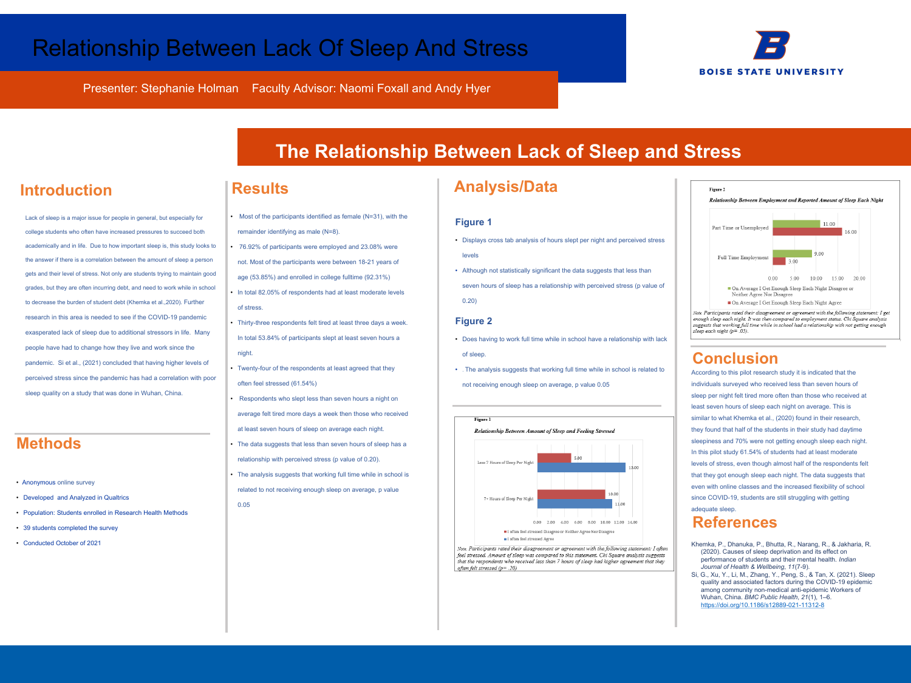# Relationship Between Lack Of Sleep And Stress

Presenter: Stephanie Holman Faculty Advisor: Naomi Foxall and Andy Hyer

BOISE STATE UNIVERSITY

## The Relationship Between Lack of Sleep and Stress

## Introduction

Lack of sleep is a major issue for people in general, but especially for college students who often have increased pressures to succeed both academically and in life. Due to how important sleep is, this study looks to the answer if there is a correlation between the amount of sleep a person gets and their level of stress. Not only are students trying to maintain good grades, but they are often incurring debt, and need to work while in school to decrease the burden of student debt (Khemka et al.,2020). Further research in this area is needed to see if the COVID-19 pandemic exasperated lack of sleep due to additional stressors in life. Many people have had to change how they live and work since the pandemic. Si et al., (2021) concluded that having higher levels of perceived stress since the pandemic has had a correlation with poor sleep quality on a study that was done in Wuhan, China.

## Methods

- Anonymous online survey
- Developed and Analyzed in Qualtrics
- Population: Students enrolled in Research Health Methods
- 39 students completed the survey
- Conducted October of 2021

## Results

- Most of the participants identified as female (N=31), with the remainder identifying as male (N=8).
- 76.92% of participants were employed and 23.08% were not. Most of the participants were between 18-21 years of age (53.85%) and enrolled in college fulltime (92.31%)
- In total 82.05% of respondents had at least moderate levels of stress.
- Thirty-three respondents felt tired at least three days a week. In total 53.84% of participants slept at least seven hours a night.
- Twenty-four of the respondents at least agreed that they often feel stressed (61.54%)
- Respondents who slept less than seven hours a night on average felt tired more days a week then those who received at least seven hours of sleep on average each night.
- The data suggests that less than seven hours of sleep has a relationship with perceived stress (p value of 0.20).
- The analysis suggests that working full time while in school is related to not receiving enough sleep on average, p value 0.05

## Analysis/Data

### Figure 1

- Displays cross tab analysis of hours slept per night and perceived stress levels
- Although not statistically significant the data suggests that less than seven hours of sleep has a relationship with perceived stress (p value of 0.20)

### Figure 2

- Does having to work full time while in school have a relationship with lack of sleep.
- . The analysis suggests that working full time while in school is related to not receiving enough sleep on average, p value 0.05

Figure 1

*Relationship Between Amount of Sleep and Feeling Stressed*

Less 7 Hours of Sleep Per Night
5.00
13.00
7+ Hours of Sleep Per Night
10.00
11.00
0.00 2.00 4.00 6.00 8.00 10.00 12.00 14.00
I often feel stressed Disagree or Neither Agree Nor Disagree
I often feel stressed Agree

*Note.* Participants rated their disagreement or agreement with the following statement: I often feel stressed. Amount of sleep was compared to this statement. Chi Square analysis suggests that the respondents who received less than 7 hours of sleep had higher agreement that they often felt stressed (p= .20)

Figure 2

*Relationship Between Employment and Reported Amount of Sleep Each Night*

Part Time or Unemployed
11.00
16.00
Full Time Employment
9.00
3.00
0.00 5.00 10.00 15.00 20.00
On Average I Get Enough Sleep Each Night Disagree or Neither Agree Nor Disagree
On Average I Get Enough Sleep Each Night Agree

*Note.* Participants rated their disagreement or agreement with the following statement: I get enough sleep each night. It was then compared to employment status. Chi Square analysis suggests that working full time while in school had a relationship with not getting enough sleep each night (p= .05).

## Conclusion

According to this pilot research study it is indicated that the individuals surveyed who received less than seven hours of sleep per night felt tired more often than those who received at least seven hours of sleep each night on average. This is similar to what Khemka et al., (2020) found in their research, they found that half of the students in their study had daytime sleepiness and 70% were not getting enough sleep each night. In this pilot study 61.54% of students had at least moderate levels of stress, even though almost half of the respondents felt that they got enough sleep each night. The data suggests that even with online classes and the increased flexibility of school since COVID-19, students are still struggling with getting adequate sleep.

## References

Khemka, P., Dhanuka, P., Bhutta, R., Narang, R., & Jakharia, R. (2020). Causes of sleep deprivation and its effect on performance of students and their mental health. *Indian Journal of Health & Wellbeing, 11*(7-9).

Si, G., Xu, Y., Li, M., Zhang, Y., Peng, S., & Tan, X. (2021). Sleep quality and associated factors during the COVID-19 epidemic among community non-medical anti-epidemic Workers of Wuhan, China. *BMC Public Health, 21*(1), 1–6. https://doi.org/10.1186/s12889-021-11312-8